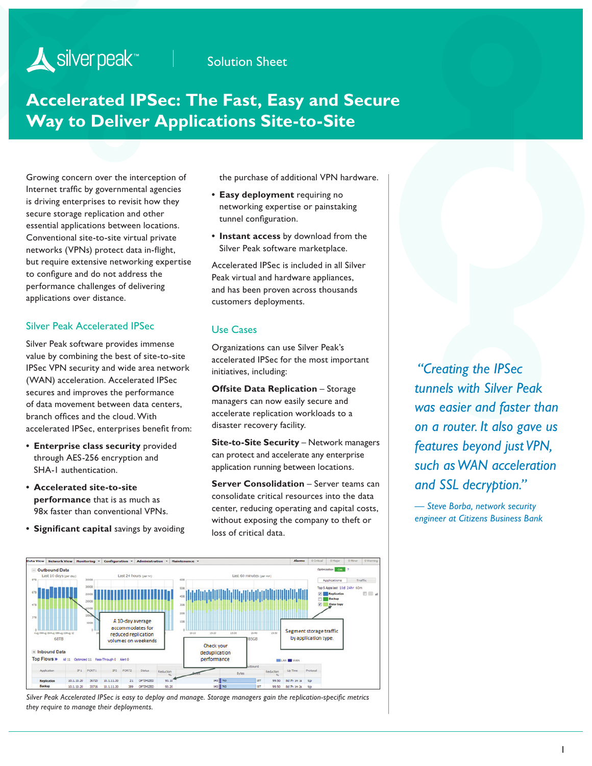Solution Sheet

# Accelerated IPSec: The Fast, Easy and Secure Way to Deliver Applications Site-to-Site

Growing concern over the interception of Internet traffic by governmental agencies is driving enterprises to revisit how they secure storage replication and other essential applications between locations. Conventional site-to-site virtual private networks (VPNs) protect data in-flight, but require extensive networking expertise to configure and do not address the performance challenges of delivering applications over distance.

## Silver Peak Accelerated IPSec

Silver Peak software provides immense value by combining the best of site-to-site IPSec VPN security and wide area network (WAN) acceleration. Accelerated IPSec secures and improves the performance of data movement between data centers, branch offices and the cloud. With accelerated IPSec, enterprises benefit from:

- **Enterprise class security** provided through AES-256 encryption and SHA-1 authentication.
- **Accelerated site-to-site performance** that is as much as 98x faster than conventional VPNs.
- **Significant capital** savings by avoiding the purchase of additional VPN hardware.
- **Easy deployment** requiring no networking expertise or painstaking tunnel configuration.
- **Instant access** by download from the Silver Peak software marketplace.

Accelerated IPSec is included in all Silver Peak virtual and hardware appliances, and has been proven across thousands customers deployments.

## Use Cases

Organizations can use Silver Peak's accelerated IPSec for the most important initiatives, including:

**Offsite Data Replication** – Storage managers can now easily secure and accelerate replication workloads to a disaster recovery facility.

**Site-to-Site Security** – Network managers can protect and accelerate any enterprise application running between locations.

**Server Consolidation** – Server teams can consolidate critical resources into the data center, reducing operating and capital costs, without exposing the company to theft or loss of critical data.

*"Creating the IPSec tunnels with Silver Peak was easier and faster than on a router. It also gave us features beyond just VPN, such as WAN acceleration and SSL decryption."*

*— Steve Borba, network security engineer at Citizens Business Bank*

*Silver Peak Accelerated IPSec is easy to deploy and manage. Storage managers gain the replication-specific metrics they require to manage their deployments.*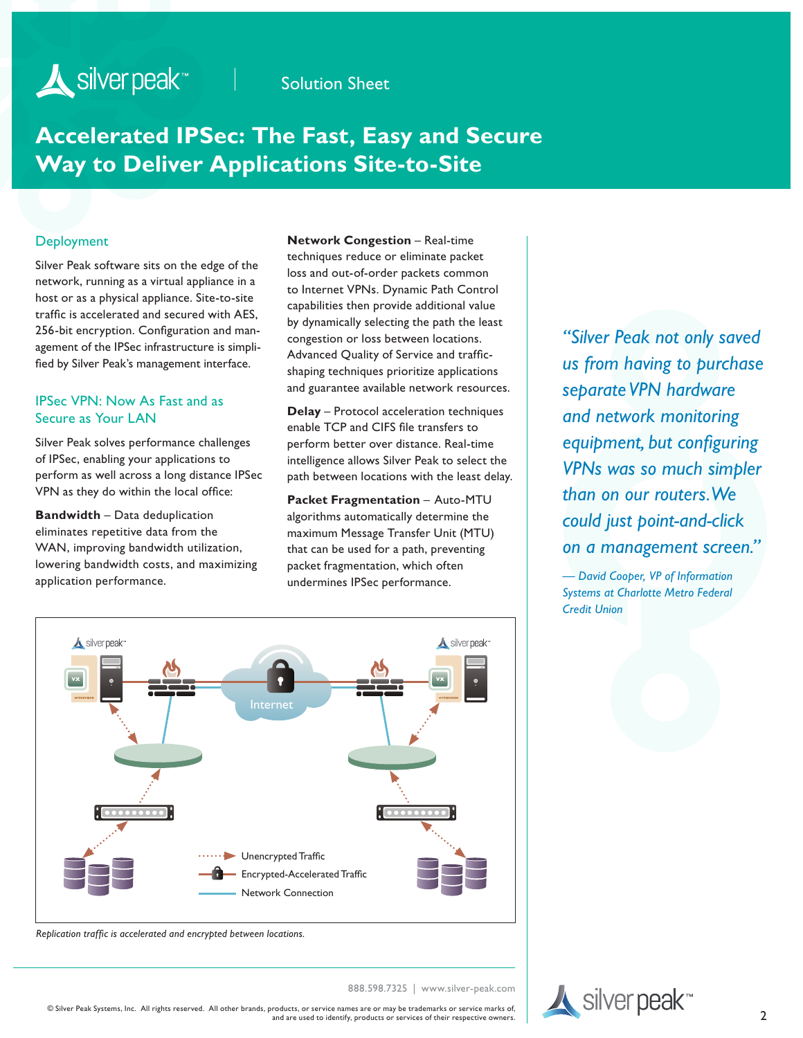# Accelerated IPSec: The Fast, Easy and Secure Way to Deliver Applications Site-to-Site

## Deployment

Silver Peak software sits on the edge of the network, running as a virtual appliance in a host or as a physical appliance. Site-to-site traffic is accelerated and secured with AES, 256-bit encryption. Configuration and management of the IPSec infrastructure is simplified by Silver Peak's management interface.

## IPSec VPN: Now As Fast and as Secure as Your LAN

Silver Peak solves performance challenges of IPSec, enabling your applications to perform as well across a long distance IPSec VPN as they do within the local office:

**Bandwidth** – Data deduplication eliminates repetitive data from the WAN, improving bandwidth utilization, lowering bandwidth costs, and maximizing application performance.

**Network Congestion** – Real-time techniques reduce or eliminate packet loss and out-of-order packets common to Internet VPNs. Dynamic Path Control capabilities then provide additional value by dynamically selecting the path the least congestion or loss between locations. Advanced Quality of Service and traffic-shaping techniques prioritize applications and guarantee available network resources.

**Delay** – Protocol acceleration techniques enable TCP and CIFS file transfers to perform better over distance. Real-time intelligence allows Silver Peak to select the path between locations with the least delay.

**Packet Fragmentation** – Auto-MTU algorithms automatically determine the maximum Message Transfer Unit (MTU) that can be used for a path, preventing packet fragmentation, which often undermines IPSec performance.

*"Silver Peak not only saved us from having to purchase separate VPN hardware and network monitoring equipment, but configuring VPNs was so much simpler than on our routers. We could just point-and-click on a management screen."*

*— David Cooper, VP of Information Systems at Charlotte Metro Federal Credit Union*

silver peak
Internet
Unencrypted Traffic
Encrypted-Accelerated Traffic
Network Connection

*Replication traffic is accelerated and encrypted between locations.*

888.598.7325 | www.silver-peak.com

© Silver Peak Systems, Inc. All rights reserved. All other brands, products, or service names are or may be trademarks or service marks of, and are used to identify, products or services of their respective owners.